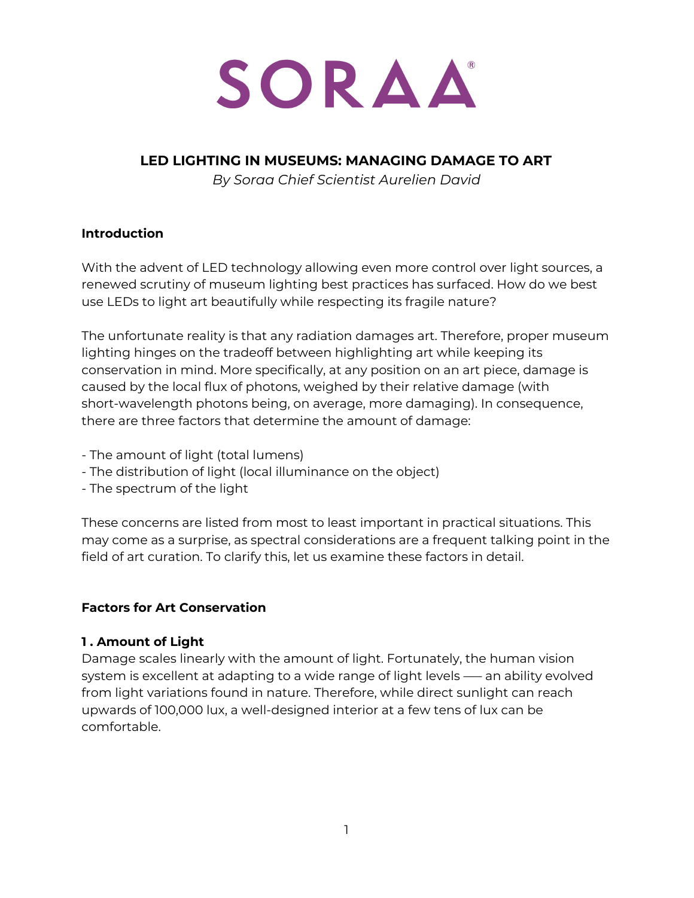SORAA®

# LED LIGHTING IN MUSEUMS: MANAGING DAMAGE TO ART

*By Soraa Chief Scientist Aurelien David*

## Introduction

With the advent of LED technology allowing even more control over light sources, a renewed scrutiny of museum lighting best practices has surfaced. How do we best use LEDs to light art beautifully while respecting its fragile nature?

The unfortunate reality is that any radiation damages art. Therefore, proper museum lighting hinges on the tradeoff between highlighting art while keeping its conservation in mind. More specifically, at any position on an art piece, damage is caused by the local flux of photons, weighed by their relative damage (with short-wavelength photons being, on average, more damaging). In consequence, there are three factors that determine the amount of damage:

- The amount of light (total lumens)
- The distribution of light (local illuminance on the object)
- The spectrum of the light

These concerns are listed from most to least important in practical situations. This may come as a surprise, as spectral considerations are a frequent talking point in the field of art curation. To clarify this, let us examine these factors in detail.

## Factors for Art Conservation

### 1 . Amount of Light

Damage scales linearly with the amount of light. Fortunately, the human vision system is excellent at adapting to a wide range of light levels — an ability evolved from light variations found in nature. Therefore, while direct sunlight can reach upwards of 100,000 lux, a well-designed interior at a few tens of lux can be comfortable.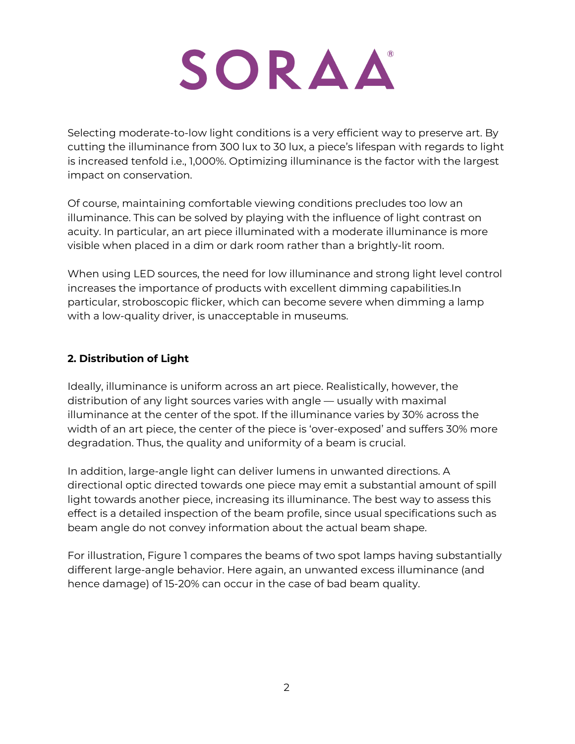Selecting moderate-to-low light conditions is a very efficient way to preserve art. By cutting the illuminance from 300 lux to 30 lux, a piece's lifespan with regards to light is increased tenfold i.e., 1,000%. Optimizing illuminance is the factor with the largest impact on conservation.

Of course, maintaining comfortable viewing conditions precludes too low an illuminance. This can be solved by playing with the influence of light contrast on acuity. In particular, an art piece illuminated with a moderate illuminance is more visible when placed in a dim or dark room rather than a brightly-lit room.

When using LED sources, the need for low illuminance and strong light level control increases the importance of products with excellent dimming capabilities.In particular, stroboscopic flicker, which can become severe when dimming a lamp with a low-quality driver, is unacceptable in museums.

## 2. Distribution of Light

Ideally, illuminance is uniform across an art piece. Realistically, however, the distribution of any light sources varies with angle — usually with maximal illuminance at the center of the spot. If the illuminance varies by 30% across the width of an art piece, the center of the piece is 'over-exposed' and suffers 30% more degradation. Thus, the quality and uniformity of a beam is crucial.

In addition, large-angle light can deliver lumens in unwanted directions. A directional optic directed towards one piece may emit a substantial amount of spill light towards another piece, increasing its illuminance. The best way to assess this effect is a detailed inspection of the beam profile, since usual specifications such as beam angle do not convey information about the actual beam shape.

For illustration, Figure 1 compares the beams of two spot lamps having substantially different large-angle behavior. Here again, an unwanted excess illuminance (and hence damage) of 15-20% can occur in the case of bad beam quality.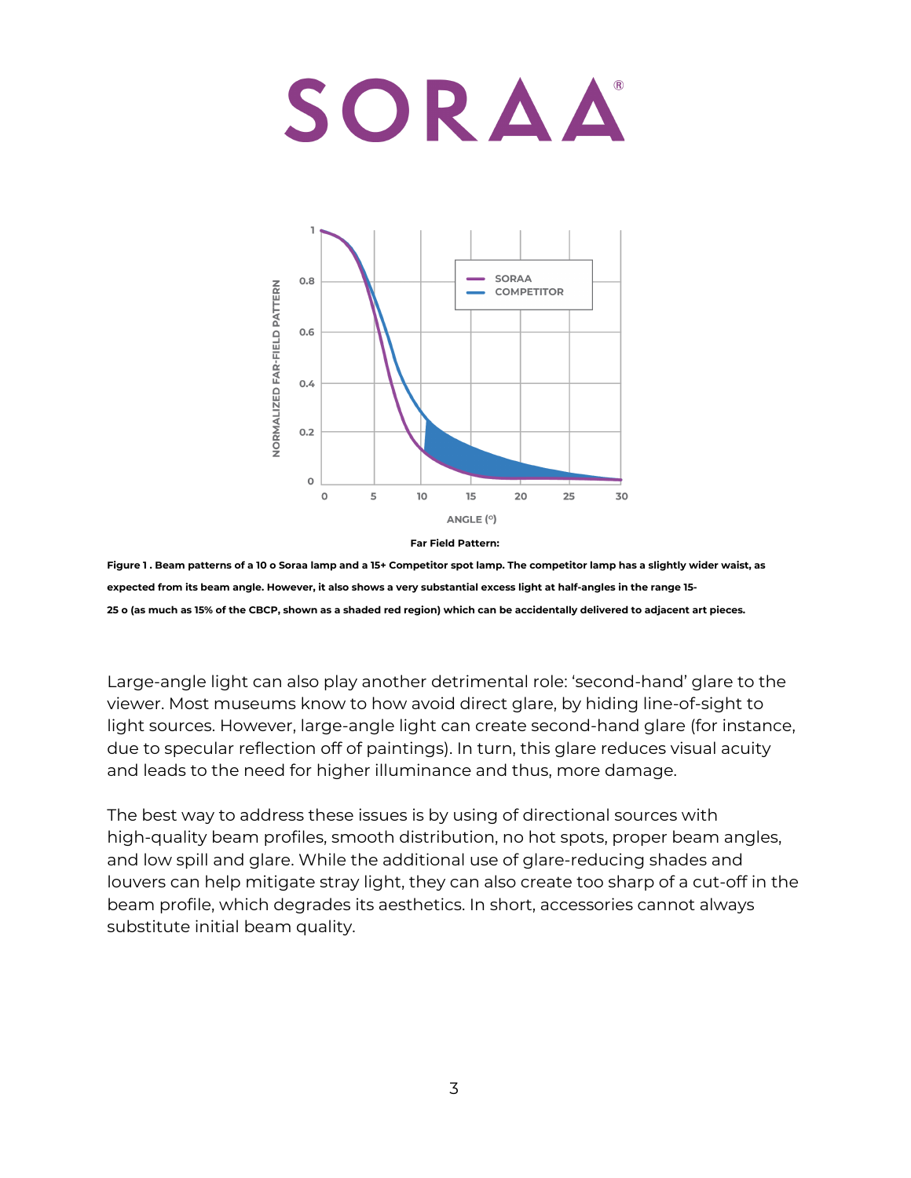Far Field Pattern:

**Figure 1 . Beam patterns of a 10 o Soraa lamp and a 15+ Competitor spot lamp. The competitor lamp has a slightly wider waist, as expected from its beam angle. However, it also shows a very substantial excess light at half-angles in the range 15-25 o (as much as 15% of the CBCP, shown as a shaded red region) which can be accidentally delivered to adjacent art pieces.**

Large-angle light can also play another detrimental role: 'second-hand' glare to the viewer. Most museums know to how avoid direct glare, by hiding line-of-sight to light sources. However, large-angle light can create second-hand glare (for instance, due to specular reflection off of paintings). In turn, this glare reduces visual acuity and leads to the need for higher illuminance and thus, more damage.

The best way to address these issues is by using of directional sources with high-quality beam profiles, smooth distribution, no hot spots, proper beam angles, and low spill and glare. While the additional use of glare-reducing shades and louvers can help mitigate stray light, they can also create too sharp of a cut-off in the beam profile, which degrades its aesthetics. In short, accessories cannot always substitute initial beam quality.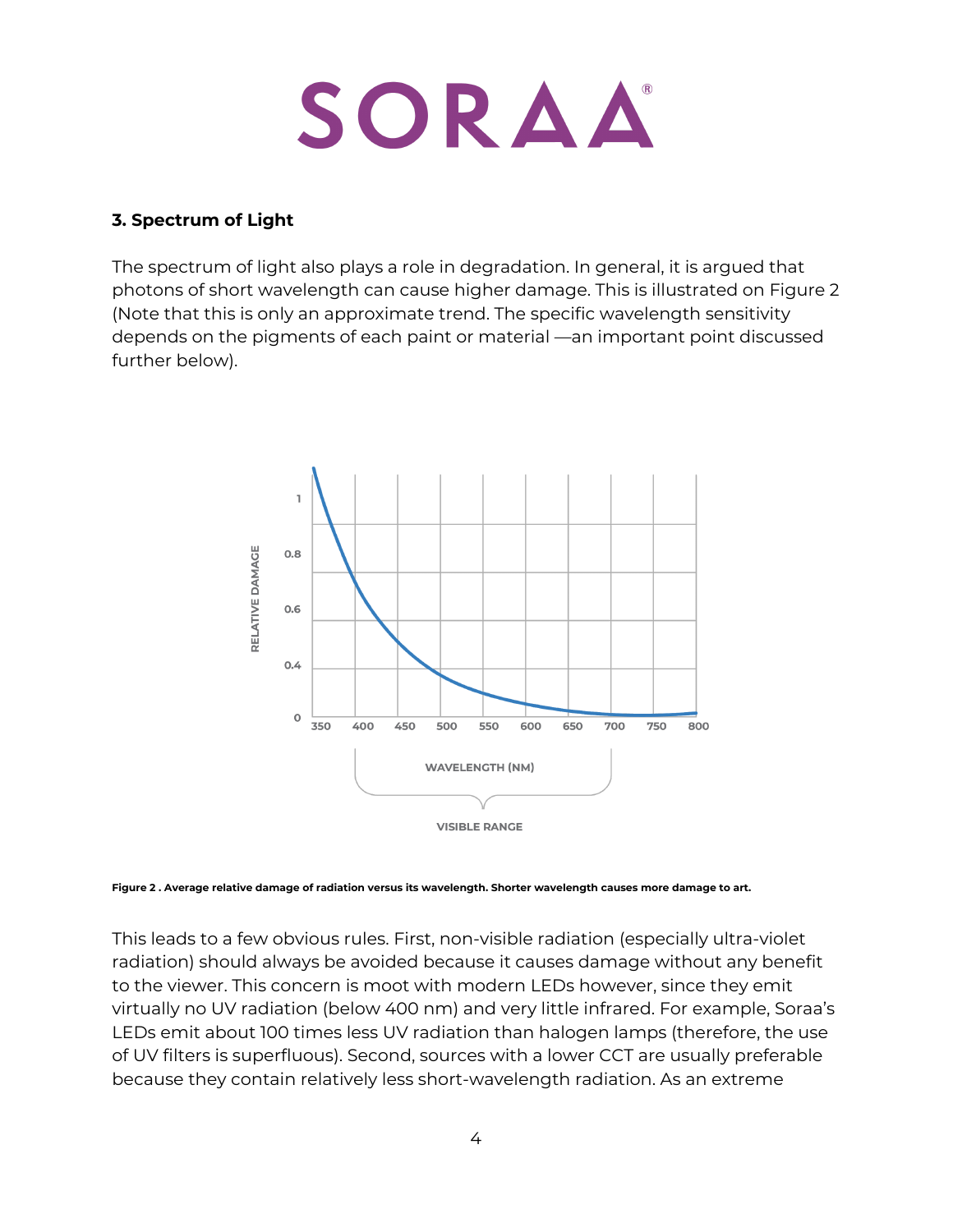### 3. Spectrum of Light

The spectrum of light also plays a role in degradation. In general, it is argued that photons of short wavelength can cause higher damage. This is illustrated on Figure 2 (Note that this is only an approximate trend. The specific wavelength sensitivity depends on the pigments of each paint or material —an important point discussed further below).

**Figure 2 . Average relative damage of radiation versus its wavelength. Shorter wavelength causes more damage to art.**

This leads to a few obvious rules. First, non-visible radiation (especially ultra-violet radiation) should always be avoided because it causes damage without any benefit to the viewer. This concern is moot with modern LEDs however, since they emit virtually no UV radiation (below 400 nm) and very little infrared. For example, Soraa's LEDs emit about 100 times less UV radiation than halogen lamps (therefore, the use of UV filters is superfluous). Second, sources with a lower CCT are usually preferable because they contain relatively less short-wavelength radiation. As an extreme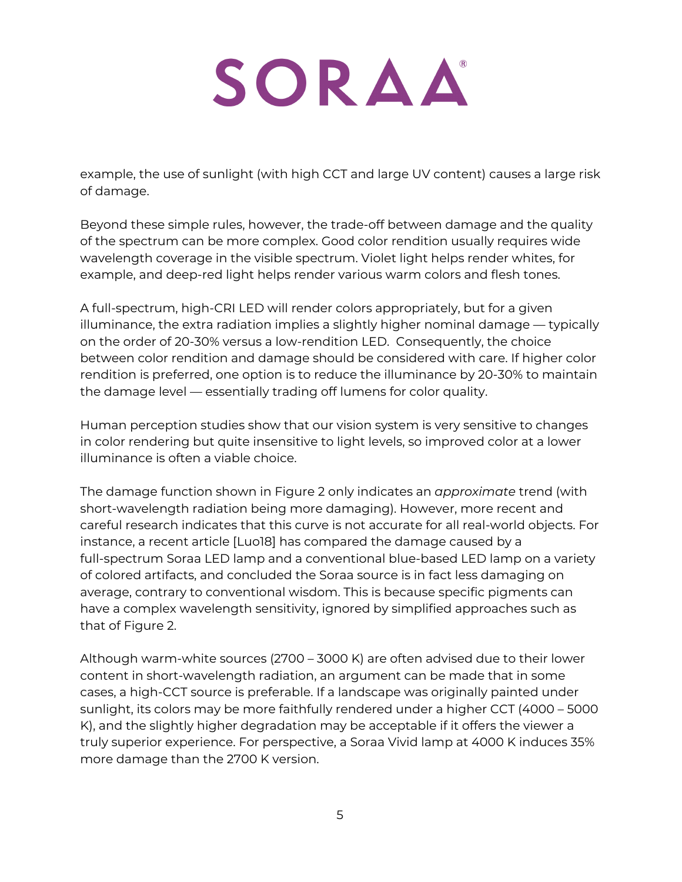example, the use of sunlight (with high CCT and large UV content) causes a large risk of damage.

Beyond these simple rules, however, the trade-off between damage and the quality of the spectrum can be more complex. Good color rendition usually requires wide wavelength coverage in the visible spectrum. Violet light helps render whites, for example, and deep-red light helps render various warm colors and flesh tones.

A full-spectrum, high-CRI LED will render colors appropriately, but for a given illuminance, the extra radiation implies a slightly higher nominal damage — typically on the order of 20-30% versus a low-rendition LED. Consequently, the choice between color rendition and damage should be considered with care. If higher color rendition is preferred, one option is to reduce the illuminance by 20-30% to maintain the damage level — essentially trading off lumens for color quality.

Human perception studies show that our vision system is very sensitive to changes in color rendering but quite insensitive to light levels, so improved color at a lower illuminance is often a viable choice.

The damage function shown in Figure 2 only indicates an *approximate* trend (with short-wavelength radiation being more damaging). However, more recent and careful research indicates that this curve is not accurate for all real-world objects. For instance, a recent article [Luo18] has compared the damage caused by a full-spectrum Soraa LED lamp and a conventional blue-based LED lamp on a variety of colored artifacts, and concluded the Soraa source is in fact less damaging on average, contrary to conventional wisdom. This is because specific pigments can have a complex wavelength sensitivity, ignored by simplified approaches such as that of Figure 2.

Although warm-white sources (2700 – 3000 K) are often advised due to their lower content in short-wavelength radiation, an argument can be made that in some cases, a high-CCT source is preferable. If a landscape was originally painted under sunlight, its colors may be more faithfully rendered under a higher CCT (4000 – 5000 K), and the slightly higher degradation may be acceptable if it offers the viewer a truly superior experience. For perspective, a Soraa Vivid lamp at 4000 K induces 35% more damage than the 2700 K version.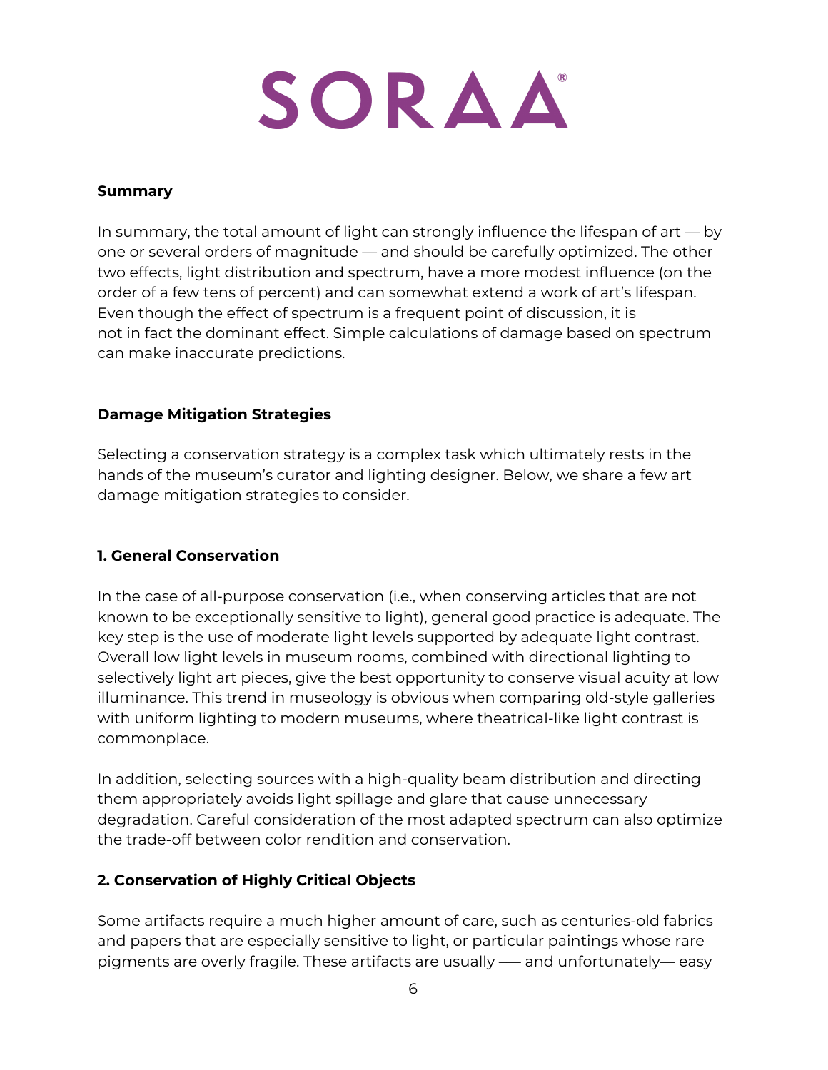**Summary**

In summary, the total amount of light can strongly influence the lifespan of art — by one or several orders of magnitude — and should be carefully optimized. The other two effects, light distribution and spectrum, have a more modest influence (on the order of a few tens of percent) and can somewhat extend a work of art's lifespan. Even though the effect of spectrum is a frequent point of discussion, it is not in fact the dominant effect. Simple calculations of damage based on spectrum can make inaccurate predictions.

**Damage Mitigation Strategies**

Selecting a conservation strategy is a complex task which ultimately rests in the hands of the museum's curator and lighting designer. Below, we share a few art damage mitigation strategies to consider.

**1. General Conservation**

In the case of all-purpose conservation (i.e., when conserving articles that are not known to be exceptionally sensitive to light), general good practice is adequate. The key step is the use of moderate light levels supported by adequate light contrast. Overall low light levels in museum rooms, combined with directional lighting to selectively light art pieces, give the best opportunity to conserve visual acuity at low illuminance. This trend in museology is obvious when comparing old-style galleries with uniform lighting to modern museums, where theatrical-like light contrast is commonplace.

In addition, selecting sources with a high-quality beam distribution and directing them appropriately avoids light spillage and glare that cause unnecessary degradation. Careful consideration of the most adapted spectrum can also optimize the trade-off between color rendition and conservation.

**2. Conservation of Highly Critical Objects**

Some artifacts require a much higher amount of care, such as centuries-old fabrics and papers that are especially sensitive to light, or particular paintings whose rare pigments are overly fragile. These artifacts are usually —– and unfortunately— easy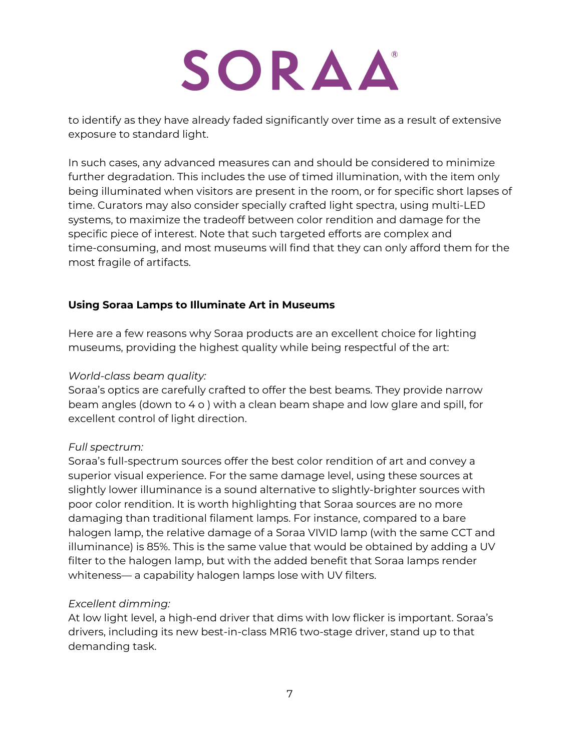to identify as they have already faded significantly over time as a result of extensive exposure to standard light.

In such cases, any advanced measures can and should be considered to minimize further degradation. This includes the use of timed illumination, with the item only being illuminated when visitors are present in the room, or for specific short lapses of time. Curators may also consider specially crafted light spectra, using multi-LED systems, to maximize the tradeoff between color rendition and damage for the specific piece of interest. Note that such targeted efforts are complex and time-consuming, and most museums will find that they can only afford them for the most fragile of artifacts.

### Using Soraa Lamps to Illuminate Art in Museums

Here are a few reasons why Soraa products are an excellent choice for lighting museums, providing the highest quality while being respectful of the art:

*World-class beam quality:*
Soraa's optics are carefully crafted to offer the best beams. They provide narrow beam angles (down to 4 o ) with a clean beam shape and low glare and spill, for excellent control of light direction.

*Full spectrum:*
Soraa's full-spectrum sources offer the best color rendition of art and convey a superior visual experience. For the same damage level, using these sources at slightly lower illuminance is a sound alternative to slightly-brighter sources with poor color rendition. It is worth highlighting that Soraa sources are no more damaging than traditional filament lamps. For instance, compared to a bare halogen lamp, the relative damage of a Soraa VIVID lamp (with the same CCT and illuminance) is 85%. This is the same value that would be obtained by adding a UV filter to the halogen lamp, but with the added benefit that Soraa lamps render whiteness— a capability halogen lamps lose with UV filters.

*Excellent dimming:*
At low light level, a high-end driver that dims with low flicker is important. Soraa's drivers, including its new best-in-class MR16 two-stage driver, stand up to that demanding task.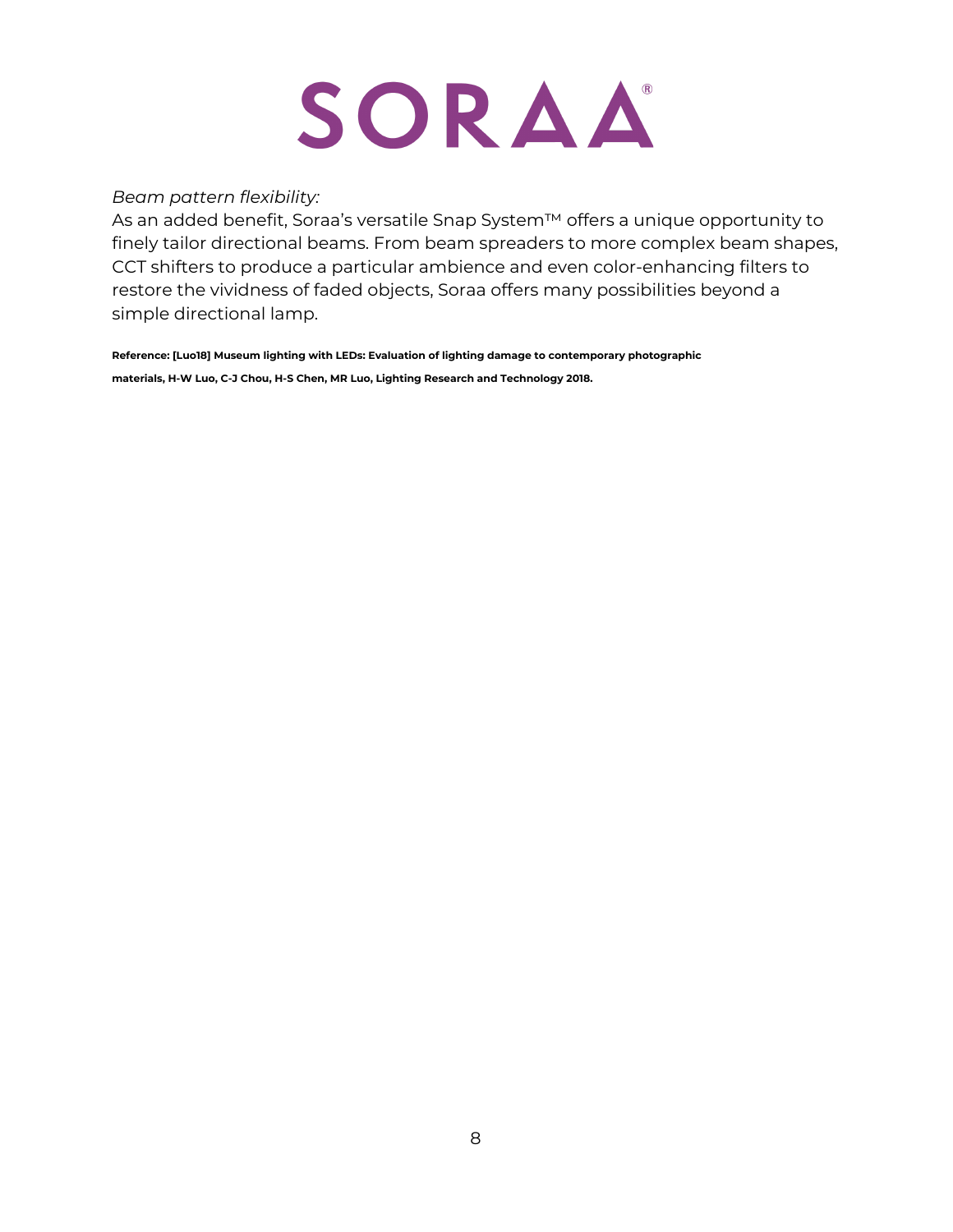*Beam pattern flexibility:*
As an added benefit, Soraa's versatile Snap System™ offers a unique opportunity to finely tailor directional beams. From beam spreaders to more complex beam shapes, CCT shifters to produce a particular ambience and even color-enhancing filters to restore the vividness of faded objects, Soraa offers many possibilities beyond a simple directional lamp.

**Reference: [Luo18] Museum lighting with LEDs: Evaluation of lighting damage to contemporary photographic materials, H-W Luo, C-J Chou, H-S Chen, MR Luo, Lighting Research and Technology 2018.**